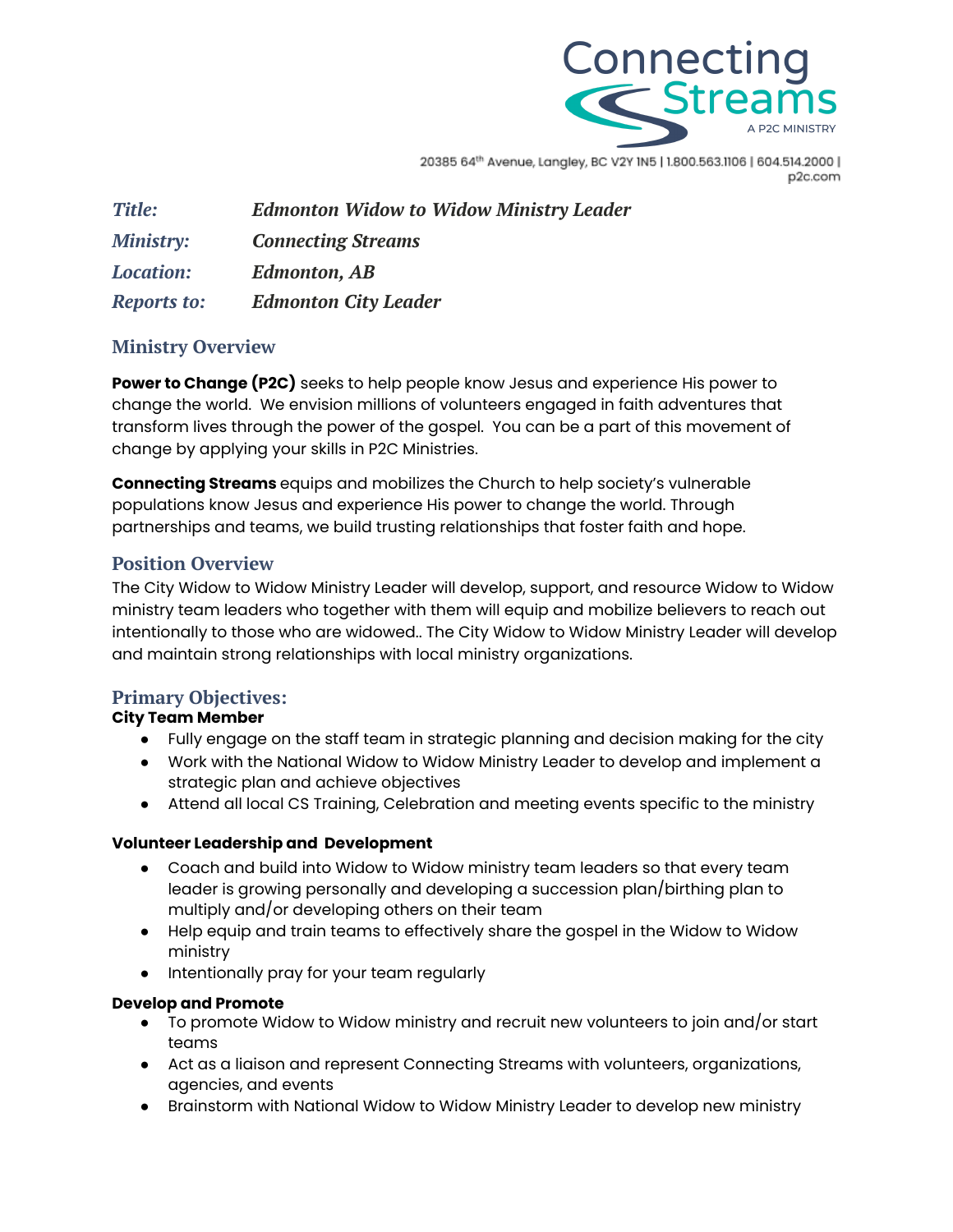Connecting Streams
A P2C MINISTRY

20385 64th Avenue, Langley, BC V2Y 1N5 | 1.800.563.1106 | 604.514.2000 | p2c.com

| | |
|---|---|
| ***Title:*** | ***Edmonton Widow to Widow Ministry Leader*** |
| ***Ministry:*** | ***Connecting Streams*** |
| ***Location:*** | ***Edmonton, AB*** |
| ***Reports to:*** | ***Edmonton City Leader*** |

## Ministry Overview

**Power to Change (P2C)** seeks to help people know Jesus and experience His power to change the world. We envision millions of volunteers engaged in faith adventures that transform lives through the power of the gospel. You can be a part of this movement of change by applying your skills in P2C Ministries.

**Connecting Streams** equips and mobilizes the Church to help society's vulnerable populations know Jesus and experience His power to change the world. Through partnerships and teams, we build trusting relationships that foster faith and hope.

## Position Overview

The City Widow to Widow Ministry Leader will develop, support, and resource Widow to Widow ministry team leaders who together with them will equip and mobilize believers to reach out intentionally to those who are widowed.. The City Widow to Widow Ministry Leader will develop and maintain strong relationships with local ministry organizations.

## Primary Objectives:

**City Team Member**

- Fully engage on the staff team in strategic planning and decision making for the city
- Work with the National Widow to Widow Ministry Leader to develop and implement a strategic plan and achieve objectives
- Attend all local CS Training, Celebration and meeting events specific to the ministry

**Volunteer Leadership and Development**

- Coach and build into Widow to Widow ministry team leaders so that every team leader is growing personally and developing a succession plan/birthing plan to multiply and/or developing others on their team
- Help equip and train teams to effectively share the gospel in the Widow to Widow ministry
- Intentionally pray for your team regularly

**Develop and Promote**

- To promote Widow to Widow ministry and recruit new volunteers to join and/or start teams
- Act as a liaison and represent Connecting Streams with volunteers, organizations, agencies, and events
- Brainstorm with National Widow to Widow Ministry Leader to develop new ministry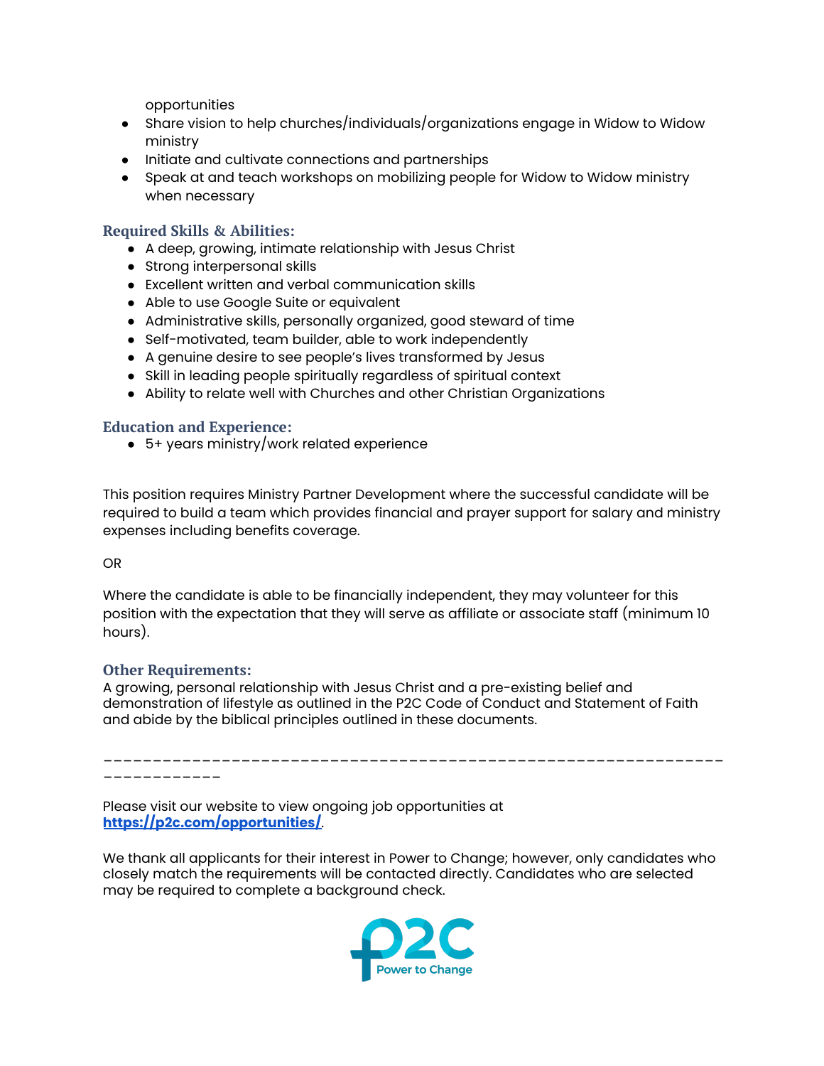opportunities

- Share vision to help churches/individuals/organizations engage in Widow to Widow ministry
- Initiate and cultivate connections and partnerships
- Speak at and teach workshops on mobilizing people for Widow to Widow ministry when necessary

### Required Skills & Abilities:

- A deep, growing, intimate relationship with Jesus Christ
- Strong interpersonal skills
- Excellent written and verbal communication skills
- Able to use Google Suite or equivalent
- Administrative skills, personally organized, good steward of time
- Self-motivated, team builder, able to work independently
- A genuine desire to see people's lives transformed by Jesus
- Skill in leading people spiritually regardless of spiritual context
- Ability to relate well with Churches and other Christian Organizations

### Education and Experience:

- 5+ years ministry/work related experience

This position requires Ministry Partner Development where the successful candidate will be required to build a team which provides financial and prayer support for salary and ministry expenses including benefits coverage.

OR

Where the candidate is able to be financially independent, they may volunteer for this position with the expectation that they will serve as affiliate or associate staff (minimum 10 hours).

### Other Requirements:

A growing, personal relationship with Jesus Christ and a pre-existing belief and demonstration of lifestyle as outlined in the P2C Code of Conduct and Statement of Faith and abide by the biblical principles outlined in these documents.

---

Please visit our website to view ongoing job opportunities at [https://p2c.com/opportunities/](https://p2c.com/opportunities/).

We thank all applicants for their interest in Power to Change; however, only candidates who closely match the requirements will be contacted directly. Candidates who are selected may be required to complete a background check.

P2C Power to Change